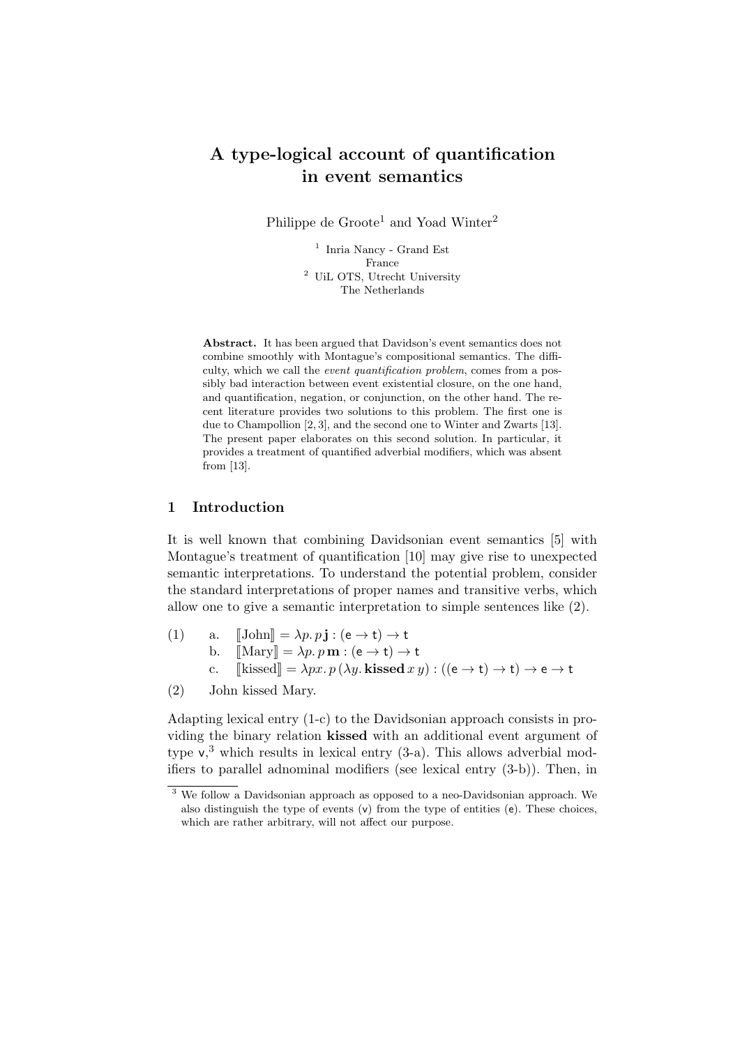# A type-logical account of quantification in event semantics

Philippe de Groote[1] and Yoad Winter[2]

[1] Inria Nancy - Grand Est
France
[2] UiL OTS, Utrecht University
The Netherlands

**Abstract.** It has been argued that Davidson's event semantics does not combine smoothly with Montague's compositional semantics. The difficulty, which we call the *event quantification problem*, comes from a possibly bad interaction between event existential closure, on the one hand, and quantification, negation, or conjunction, on the other hand. The recent literature provides two solutions to this problem. The first one is due to Champollion [2, 3], and the second one to Winter and Zwarts [13]. The present paper elaborates on this second solution. In particular, it provides a treatment of quantified adverbial modifiers, which was absent from [13].

## 1 Introduction

It is well known that combining Davidsonian event semantics [5] with Montague's treatment of quantification [10] may give rise to unexpected semantic interpretations. To understand the potential problem, consider the standard interpretations of proper names and transitive verbs, which allow one to give a semantic interpretation to simple sentences like (2).

(1) a. $[\![\text{John}]\!] = \lambda p.\, p\, \mathbf{j} : (\mathsf{e} \to \mathsf{t}) \to \mathsf{t}$
 b. $[\![\text{Mary}]\!] = \lambda p.\, p\, \mathbf{m} : (\mathsf{e} \to \mathsf{t}) \to \mathsf{t}$
 c. $[\![\text{kissed}]\!] = \lambda p x.\, p\, (\lambda y.\, \mathbf{kissed}\, x\, y) : ((\mathsf{e} \to \mathsf{t}) \to \mathsf{t}) \to \mathsf{e} \to \mathsf{t}$

(2) John kissed Mary.

Adapting lexical entry (1-c) to the Davidsonian approach consists in providing the binary relation **kissed** with an additional event argument of type $\mathsf{v}$,[3] which results in lexical entry (3-a). This allows adverbial modifiers to parallel adnominal modifiers (see lexical entry (3-b)). Then, in

[3] We follow a Davidsonian approach as opposed to a neo-Davidsonian approach. We also distinguish the type of events ($\mathsf{v}$) from the type of entities ($\mathsf{e}$). These choices, which are rather arbitrary, will not affect our purpose.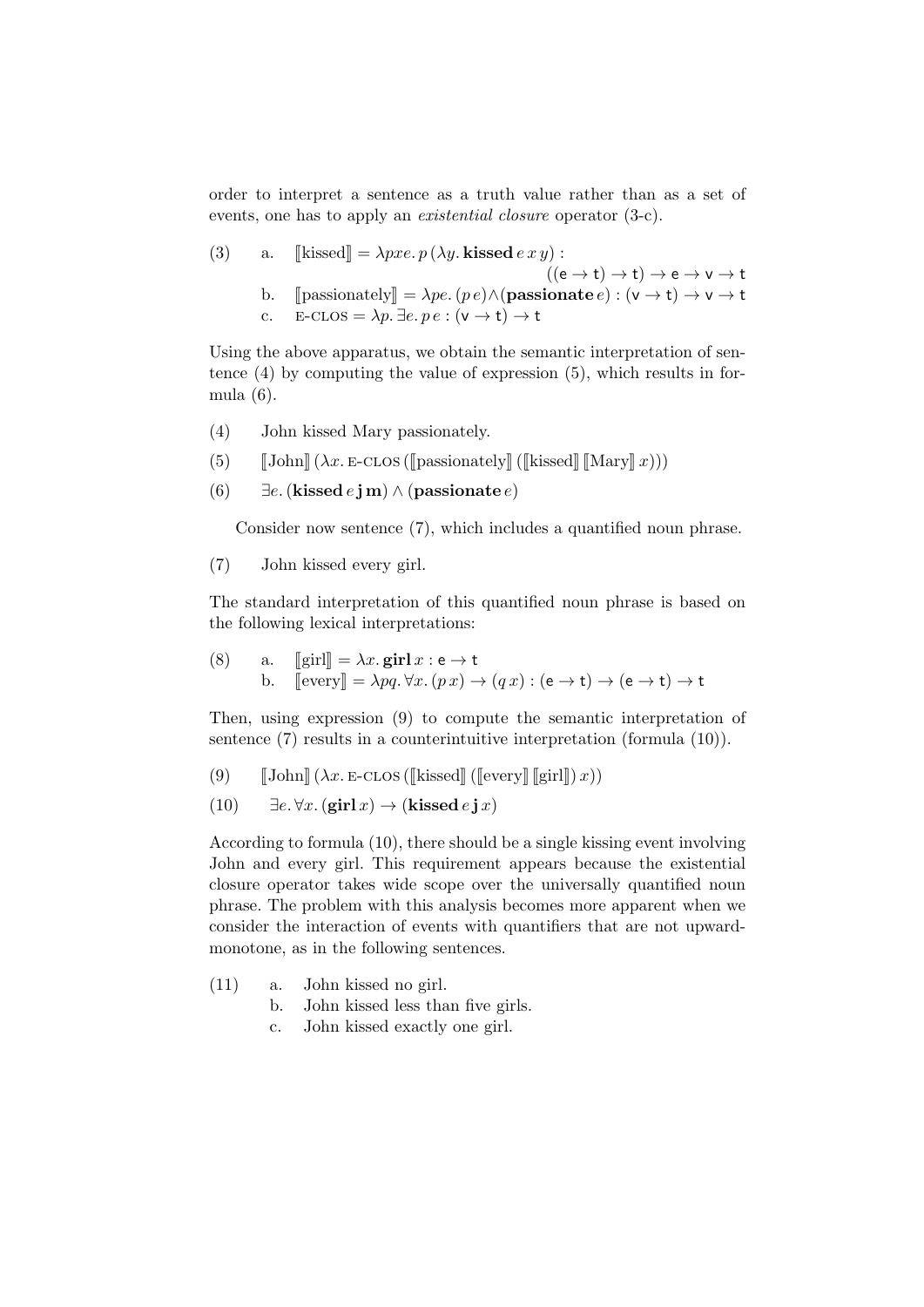order to interpret a sentence as a truth value rather than as a set of events, one has to apply an *existential closure* operator (3-c).

(3) a. $[\![\text{kissed}]\!] = \lambda pxe.\, p\,(\lambda y.\, \mathbf{kissed}\, e\, x\, y) : ((\mathsf{e} \to \mathsf{t}) \to \mathsf{t}) \to \mathsf{e} \to \mathsf{v} \to \mathsf{t}$

b. $[\![\text{passionately}]\!] = \lambda pe.\, (p\, e) \wedge (\mathbf{passionate}\, e) : (\mathsf{v} \to \mathsf{t}) \to \mathsf{v} \to \mathsf{t}$

c. $\text{E-CLOS} = \lambda p.\, \exists e.\, p\, e : (\mathsf{v} \to \mathsf{t}) \to \mathsf{t}$

Using the above apparatus, we obtain the semantic interpretation of sentence (4) by computing the value of expression (5), which results in formula (6).

(4) John kissed Mary passionately.

(5) $[\![\text{John}]\!]\, (\lambda x.\, \text{E-CLOS}\, ([\![\text{passionately}]\!]\, ([\![\text{kissed}]\!]\, [\![\text{Mary}]\!]\, x)))$

(6) $\exists e.\, (\mathbf{kissed}\, e\, \mathbf{j}\, \mathbf{m}) \wedge (\mathbf{passionate}\, e)$

Consider now sentence (7), which includes a quantified noun phrase.

(7) John kissed every girl.

The standard interpretation of this quantified noun phrase is based on the following lexical interpretations:

(8) a. $[\![\text{girl}]\!] = \lambda x.\, \mathbf{girl}\, x : \mathsf{e} \to \mathsf{t}$

b. $[\![\text{every}]\!] = \lambda pq.\, \forall x.\, (p\, x) \to (q\, x) : (\mathsf{e} \to \mathsf{t}) \to (\mathsf{e} \to \mathsf{t}) \to \mathsf{t}$

Then, using expression (9) to compute the semantic interpretation of sentence (7) results in a counterintuitive interpretation (formula (10)).

(9) $[\![\text{John}]\!]\, (\lambda x.\, \text{E-CLOS}\, ([\![\text{kissed}]\!]\, ([\![\text{every}]\!]\, [\![\text{girl}]\!])\, x))$

(10) $\exists e.\, \forall x.\, (\mathbf{girl}\, x) \to (\mathbf{kissed}\, e\, \mathbf{j}\, x)$

According to formula (10), there should be a single kissing event involving John and every girl. This requirement appears because the existential closure operator takes wide scope over the universally quantified noun phrase. The problem with this analysis becomes more apparent when we consider the interaction of events with quantifiers that are not upward-monotone, as in the following sentences.

(11) a. John kissed no girl.

b. John kissed less than five girls.

c. John kissed exactly one girl.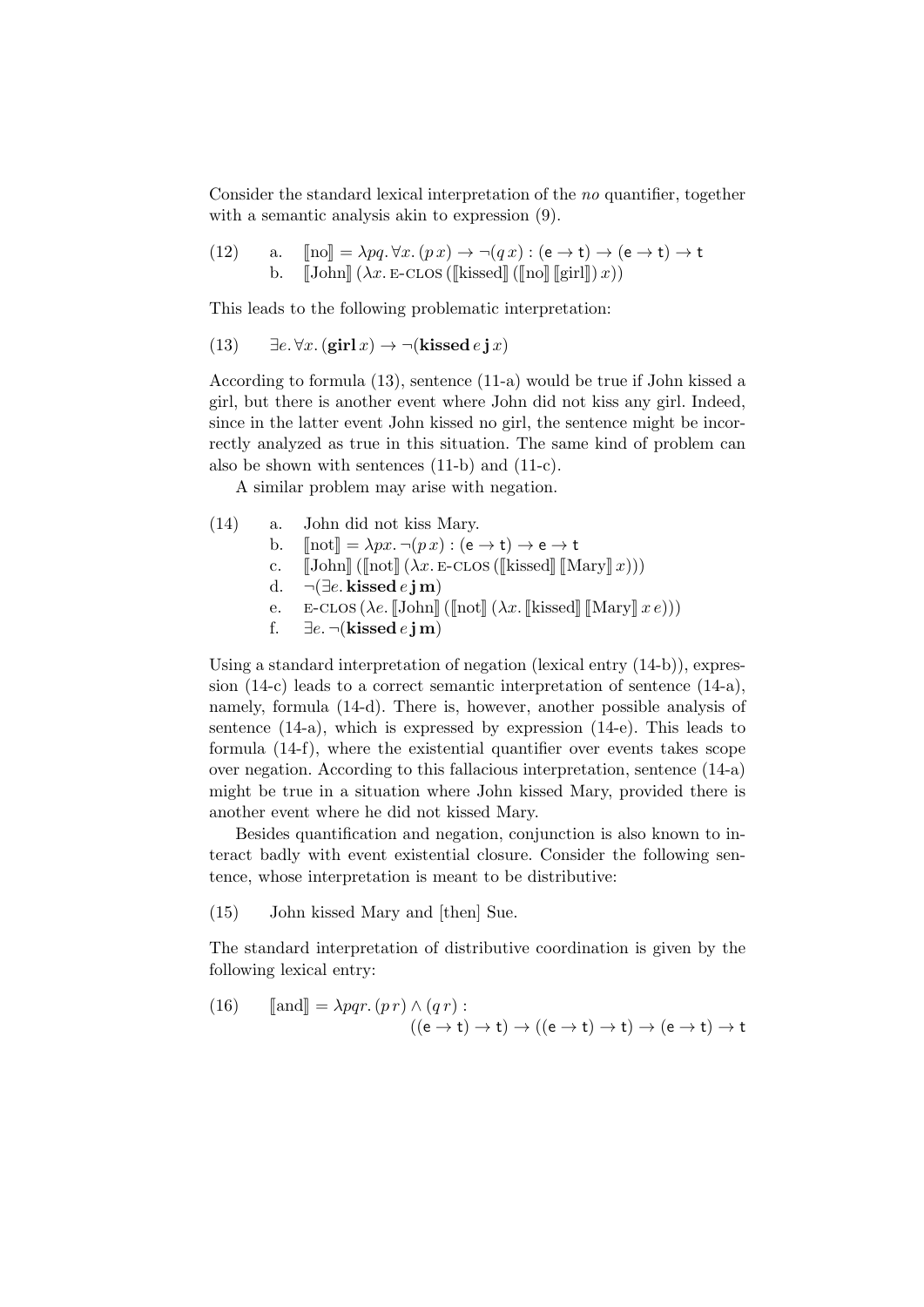Consider the standard lexical interpretation of the *no* quantifier, together with a semantic analysis akin to expression (9).

(12) a. $[\![\text{no}]\!] = \lambda pq. \forall x. (p\, x) \rightarrow \neg(q\, x) : (\mathsf{e} \rightarrow \mathsf{t}) \rightarrow (\mathsf{e} \rightarrow \mathsf{t}) \rightarrow \mathsf{t}$

b. $[\![\text{John}]\!]\, (\lambda x.\, \text{E-CLOS}\, ([\![\text{kissed}]\!]\, ([\![\text{no}]\!]\, [\![\text{girl}]\!])\, x))$

This leads to the following problematic interpretation:

(13) $\exists e. \forall x. (\mathbf{girl}\, x) \rightarrow \neg(\mathbf{kissed}\, e\, \mathbf{j}\, x)$

According to formula (13), sentence (11-a) would be true if John kissed a girl, but there is another event where John did not kiss any girl. Indeed, since in the latter event John kissed no girl, the sentence might be incorrectly analyzed as true in this situation. The same kind of problem can also be shown with sentences (11-b) and (11-c).

A similar problem may arise with negation.

(14) a. John did not kiss Mary.

b. $[\![\text{not}]\!] = \lambda px. \neg(p\, x) : (\mathsf{e} \rightarrow \mathsf{t}) \rightarrow \mathsf{e} \rightarrow \mathsf{t}$

c. $[\![\text{John}]\!]\, ([\![\text{not}]\!]\, (\lambda x.\, \text{E-CLOS}\, ([\![\text{kissed}]\!]\, [\![\text{Mary}]\!]\, x)))$

d. $\neg(\exists e.\, \mathbf{kissed}\, e\, \mathbf{j}\, \mathbf{m})$

e. $\text{E-CLOS}\, (\lambda e.\, [\![\text{John}]\!]\, ([\![\text{not}]\!]\, (\lambda x.\, [\![\text{kissed}]\!]\, [\![\text{Mary}]\!]\, x\, e)))$

f. $\exists e. \neg(\mathbf{kissed}\, e\, \mathbf{j}\, \mathbf{m})$

Using a standard interpretation of negation (lexical entry (14-b)), expression (14-c) leads to a correct semantic interpretation of sentence (14-a), namely, formula (14-d). There is, however, another possible analysis of sentence (14-a), which is expressed by expression (14-e). This leads to formula (14-f), where the existential quantifier over events takes scope over negation. According to this fallacious interpretation, sentence (14-a) might be true in a situation where John kissed Mary, provided there is another event where he did not kissed Mary.

Besides quantification and negation, conjunction is also known to interact badly with event existential closure. Consider the following sentence, whose interpretation is meant to be distributive:

(15) John kissed Mary and [then] Sue.

The standard interpretation of distributive coordination is given by the following lexical entry:

(16) $[\![\text{and}]\!] = \lambda pqr. (p\, r) \wedge (q\, r) :$
$$((\mathsf{e} \rightarrow \mathsf{t}) \rightarrow \mathsf{t}) \rightarrow ((\mathsf{e} \rightarrow \mathsf{t}) \rightarrow \mathsf{t}) \rightarrow (\mathsf{e} \rightarrow \mathsf{t}) \rightarrow \mathsf{t}$$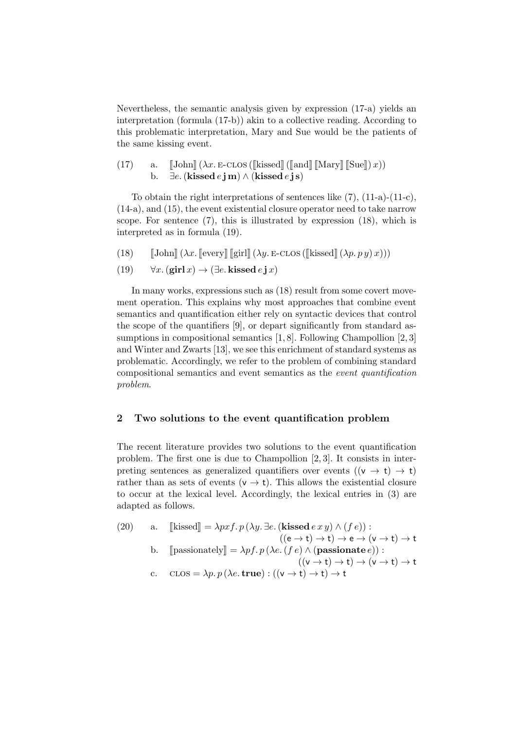Nevertheless, the semantic analysis given by expression (17-a) yields an interpretation (formula (17-b)) akin to a collective reading. According to this problematic interpretation, Mary and Sue would be the patients of the same kissing event.

(17) a. $[\![\text{John}]\!]\,(\lambda x.\,\text{E-CLOS}\,([\![\text{kissed}]\!]\,([\![\text{and}]\!]\,[\![\text{Mary}]\!]\,[\![\text{Sue}]\!])\,x))$

b. $\exists e.\,(\mathbf{kissed}\,e\,\mathbf{j}\,\mathbf{m}) \wedge (\mathbf{kissed}\,e\,\mathbf{j}\,\mathbf{s})$

To obtain the right interpretations of sentences like (7), (11-a)-(11-c), (14-a), and (15), the event existential closure operator need to take narrow scope. For sentence (7), this is illustrated by expression (18), which is interpreted as in formula (19).

(18) $[\![\text{John}]\!]\,(\lambda x.\,[\![\text{every}]\!]\,[\![\text{girl}]\!]\,(\lambda y.\,\text{E-CLOS}\,([\![\text{kissed}]\!]\,(\lambda p.\,p\,y)\,x)))$

(19) $\forall x.\,(\mathbf{girl}\,x) \rightarrow (\exists e.\,\mathbf{kissed}\,e\,\mathbf{j}\,x)$

In many works, expressions such as (18) result from some covert movement operation. This explains why most approaches that combine event semantics and quantification either rely on syntactic devices that control the scope of the quantifiers [9], or depart significantly from standard assumptions in compositional semantics [1, 8]. Following Champollion [2, 3] and Winter and Zwarts [13], we see this enrichment of standard systems as problematic. Accordingly, we refer to the problem of combining standard compositional semantics and event semantics as the *event quantification problem*.

## 2 Two solutions to the event quantification problem

The recent literature provides two solutions to the event quantification problem. The first one is due to Champollion [2, 3]. It consists in interpreting sentences as generalized quantifiers over events ($(\mathsf{v} \rightarrow \mathsf{t}) \rightarrow \mathsf{t}$) rather than as sets of events ($\mathsf{v} \rightarrow \mathsf{t}$). This allows the existential closure to occur at the lexical level. Accordingly, the lexical entries in (3) are adapted as follows.

(20) a. $[\![\text{kissed}]\!] = \lambda p x f.\,p\,(\lambda y.\,\exists e.\,(\mathbf{kissed}\,e\,x\,y) \wedge (f\,e)) : ((\mathsf{e} \rightarrow \mathsf{t}) \rightarrow \mathsf{t}) \rightarrow \mathsf{e} \rightarrow (\mathsf{v} \rightarrow \mathsf{t}) \rightarrow \mathsf{t}$

b. $[\![\text{passionately}]\!] = \lambda p f.\,p\,(\lambda e.\,(f\,e) \wedge (\mathbf{passionate}\,e)) : ((\mathsf{v} \rightarrow \mathsf{t}) \rightarrow \mathsf{t}) \rightarrow (\mathsf{v} \rightarrow \mathsf{t}) \rightarrow \mathsf{t}$

c. $\text{CLOS} = \lambda p.\,p\,(\lambda e.\,\mathbf{true}) : ((\mathsf{v} \rightarrow \mathsf{t}) \rightarrow \mathsf{t}) \rightarrow \mathsf{t}$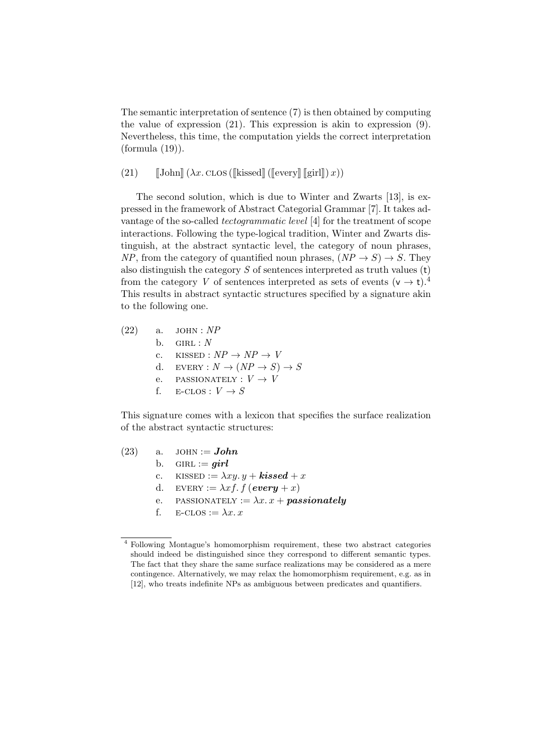The semantic interpretation of sentence (7) is then obtained by computing the value of expression (21). This expression is akin to expression (9). Nevertheless, this time, the computation yields the correct interpretation (formula (19)).

(21) $\quad [\![\text{John}]\!]\,(\lambda x.\,\textsc{clos}\,([\![\text{kissed}]\!]\,([\![\text{every}]\!]\,[\![\text{girl}]\!])\,x))$

The second solution, which is due to Winter and Zwarts [13], is expressed in the framework of Abstract Categorial Grammar [7]. It takes advantage of the so-called *tectogrammatic level* [4] for the treatment of scope interactions. Following the type-logical tradition, Winter and Zwarts distinguish, at the abstract syntactic level, the category of noun phrases, $NP$, from the category of quantified noun phrases, $(NP \to S) \to S$. They also distinguish the category $S$ of sentences interpreted as truth values ($\mathsf{t}$) from the category $V$ of sentences interpreted as sets of events ($\mathsf{v} \to \mathsf{t}$).[4] This results in abstract syntactic structures specified by a signature akin to the following one.

(22)
a. $\textsc{john} : NP$
b. $\textsc{girl} : N$
c. $\textsc{kissed} : NP \to NP \to V$
d. $\textsc{every} : N \to (NP \to S) \to S$
e. $\textsc{passionately} : V \to V$
f. $\textsc{e-clos} : V \to S$

This signature comes with a lexicon that specifies the surface realization of the abstract syntactic structures:

(23)
a. $\textsc{john} := \boldsymbol{John}$
b. $\textsc{girl} := \boldsymbol{girl}$
c. $\textsc{kissed} := \lambda xy.\, y + \boldsymbol{kissed} + x$
d. $\textsc{every} := \lambda xf.\, f\,(\boldsymbol{every} + x)$
e. $\textsc{passionately} := \lambda x.\, x + \boldsymbol{passionately}$
f. $\textsc{e-clos} := \lambda x.\, x$

[4] Following Montague's homomorphism requirement, these two abstract categories should indeed be distinguished since they correspond to different semantic types. The fact that they share the same surface realizations may be considered as a mere contingence. Alternatively, we may relax the homomorphism requirement, e.g. as in [12], who treats indefinite NPs as ambiguous between predicates and quantifiers.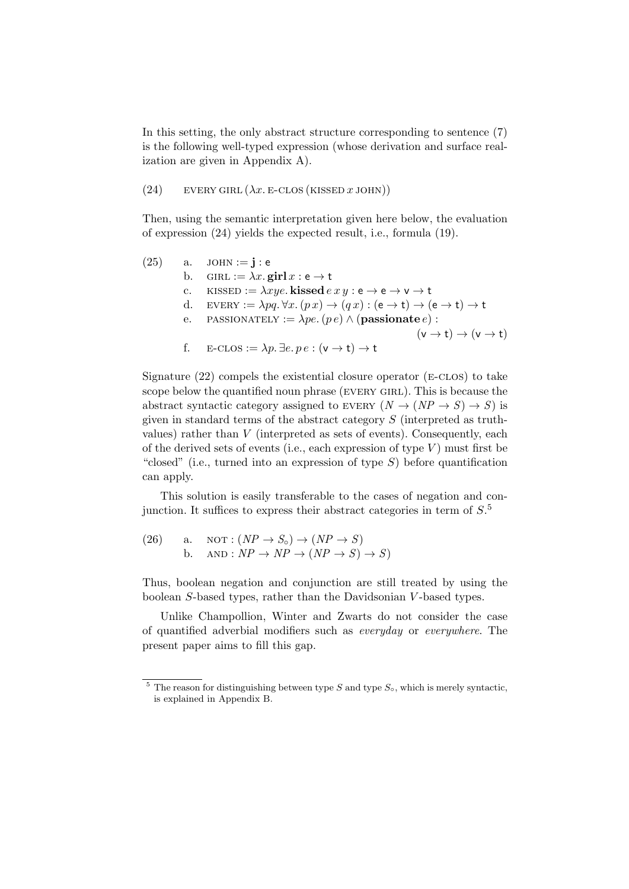In this setting, the only abstract structure corresponding to sentence (7) is the following well-typed expression (whose derivation and surface realization are given in Appendix A).

(24) $\quad$ $\textsc{every girl}\,(\lambda x.\,\textsc{e-clos}\,(\textsc{kissed}\;x\;\textsc{john}))$

Then, using the semantic interpretation given here below, the evaluation of expression (24) yields the expected result, i.e., formula (19).

(25)

a. $\textsc{john} := \mathbf{j} : \mathsf{e}$

b. $\textsc{girl} := \lambda x.\,\mathbf{girl}\,x : \mathsf{e} \to \mathsf{t}$

c. $\textsc{kissed} := \lambda xye.\,\mathbf{kissed}\,e\,x\,y : \mathsf{e} \to \mathsf{e} \to \mathsf{v} \to \mathsf{t}$

d. $\textsc{every} := \lambda pq.\,\forall x.\,(p\,x) \to (q\,x) : (\mathsf{e} \to \mathsf{t}) \to (\mathsf{e} \to \mathsf{t}) \to \mathsf{t}$

e. $\textsc{passionately} := \lambda pe.\,(p\,e) \wedge (\mathbf{passionate}\,e) : (\mathsf{v} \to \mathsf{t}) \to (\mathsf{v} \to \mathsf{t})$

f. $\textsc{e-clos} := \lambda p.\,\exists e.\,p\,e : (\mathsf{v} \to \mathsf{t}) \to \mathsf{t}$

Signature (22) compels the existential closure operator ($\textsc{e-clos}$) to take scope below the quantified noun phrase ($\textsc{every girl}$). This is because the abstract syntactic category assigned to $\textsc{every}$ ($N \to (NP \to S) \to S$) is given in standard terms of the abstract category $S$ (interpreted as truth-values) rather than $V$ (interpreted as sets of events). Consequently, each of the derived sets of events (i.e., each expression of type $V$) must first be "closed" (i.e., turned into an expression of type $S$) before quantification can apply.

This solution is easily transferable to the cases of negation and conjunction. It suffices to express their abstract categories in term of $S$.[5]

(26)

a. $\textsc{not} : (NP \to S_\circ) \to (NP \to S)$

b. $\textsc{and} : NP \to NP \to (NP \to S) \to S)$

Thus, boolean negation and conjunction are still treated by using the boolean $S$-based types, rather than the Davidsonian $V$-based types.

Unlike Champollion, Winter and Zwarts do not consider the case of quantified adverbial modifiers such as *everyday* or *everywhere*. The present paper aims to fill this gap.

[5] The reason for distinguishing between type $S$ and type $S_\circ$, which is merely syntactic, is explained in Appendix B.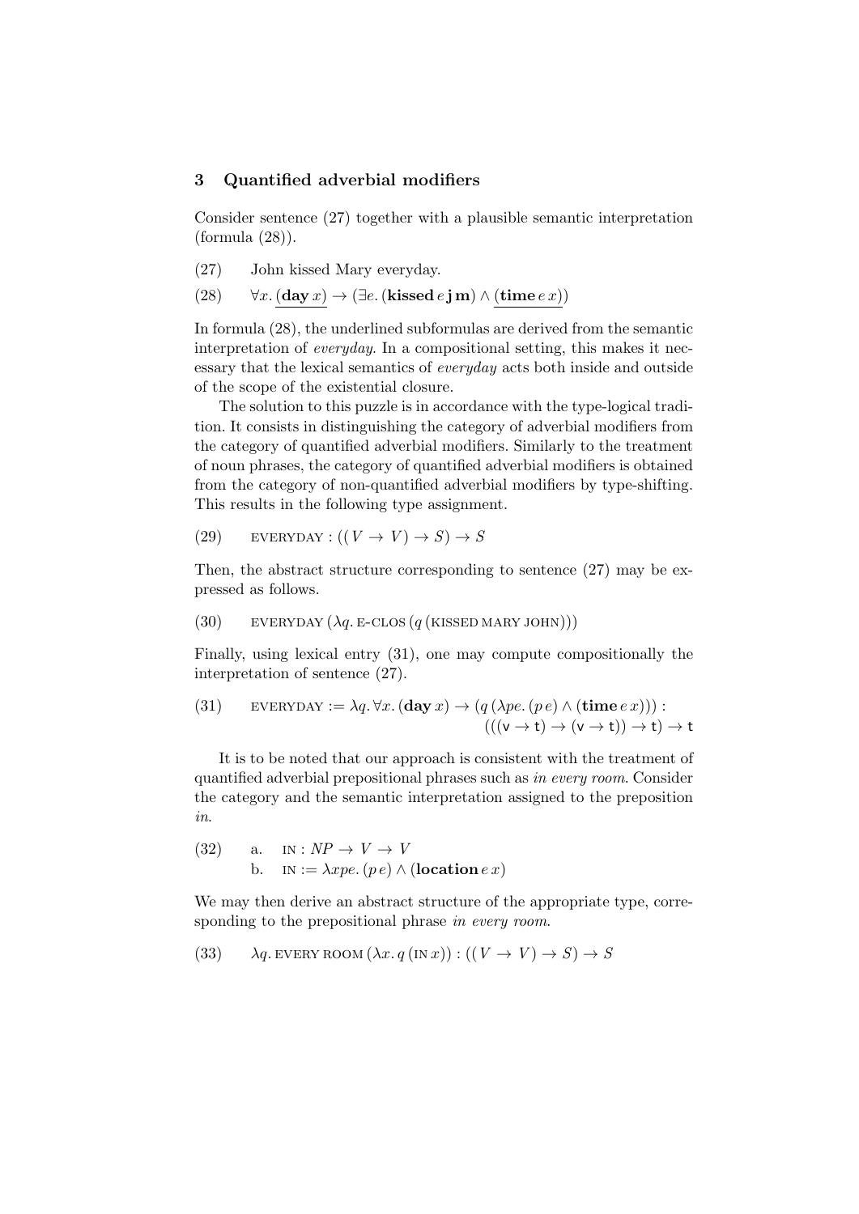## 3 Quantified adverbial modifiers

Consider sentence (27) together with a plausible semantic interpretation (formula (28)).

(27) John kissed Mary everyday.

(28) $\forall x. \underline{(\mathbf{day}\, x)} \rightarrow (\exists e. (\mathbf{kissed}\, e\, \mathbf{j}\, \mathbf{m}) \wedge \underline{(\mathbf{time}\, e\, x)})$

In formula (28), the underlined subformulas are derived from the semantic interpretation of *everyday*. In a compositional setting, this makes it necessary that the lexical semantics of *everyday* acts both inside and outside of the scope of the existential closure.

The solution to this puzzle is in accordance with the type-logical tradition. It consists in distinguishing the category of adverbial modifiers from the category of quantified adverbial modifiers. Similarly to the treatment of noun phrases, the category of quantified adverbial modifiers is obtained from the category of non-quantified adverbial modifiers by type-shifting. This results in the following type assignment.

(29) $\textsc{everyday} : ((V \rightarrow V) \rightarrow S) \rightarrow S$

Then, the abstract structure corresponding to sentence (27) may be expressed as follows.

(30) $\textsc{everyday}\, (\lambda q.\, \textsc{e-clos}\, (q\, (\textsc{kissed mary john})))$

Finally, using lexical entry (31), one may compute compositionally the interpretation of sentence (27).

(31) $\textsc{everyday} := \lambda q. \forall x. (\mathbf{day}\, x) \rightarrow (q\, (\lambda pe. (p\, e) \wedge (\mathbf{time}\, e\, x))) :$
$(((\mathsf{v} \rightarrow \mathsf{t}) \rightarrow (\mathsf{v} \rightarrow \mathsf{t})) \rightarrow \mathsf{t}) \rightarrow \mathsf{t}$

It is to be noted that our approach is consistent with the treatment of quantified adverbial prepositional phrases such as *in every room*. Consider the category and the semantic interpretation assigned to the preposition *in*.

(32) a. $\textsc{in} : NP \rightarrow V \rightarrow V$
b. $\textsc{in} := \lambda xpe. (p\, e) \wedge (\mathbf{location}\, e\, x)$

We may then derive an abstract structure of the appropriate type, corresponding to the prepositional phrase *in every room*.

(33) $\lambda q.\, \textsc{every room}\, (\lambda x.\, q\, (\textsc{in}\, x)) : ((V \rightarrow V) \rightarrow S) \rightarrow S$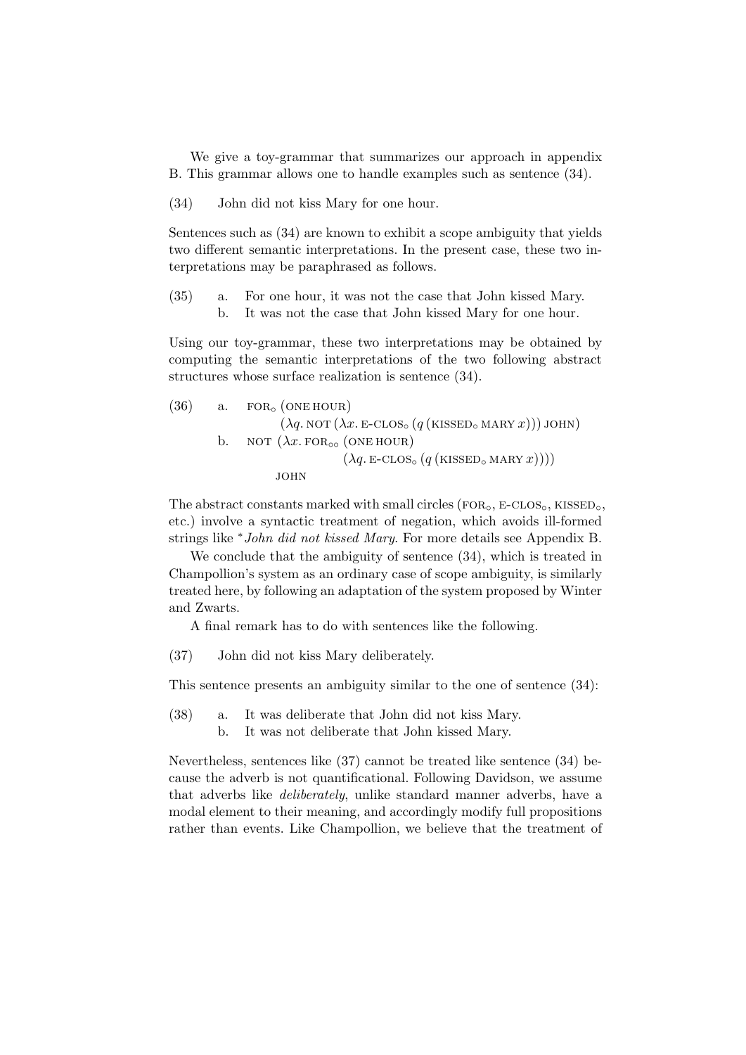We give a toy-grammar that summarizes our approach in appendix B. This grammar allows one to handle examples such as sentence (34).

(34) John did not kiss Mary for one hour.

Sentences such as (34) are known to exhibit a scope ambiguity that yields two different semantic interpretations. In the present case, these two interpretations may be paraphrased as follows.

(35) a. For one hour, it was not the case that John kissed Mary.
 b. It was not the case that John kissed Mary for one hour.

Using our toy-grammar, these two interpretations may be obtained by computing the semantic interpretations of the two following abstract structures whose surface realization is sentence (34).

(36) a. $\textsc{for}_{\circ}\,(\textsc{one hour})$
 $(\lambda q.\,\textsc{not}\,(\lambda x.\,\textsc{e-clos}_{\circ}\,(q\,(\textsc{kissed}_{\circ}\,\textsc{mary}\,x)))\,\textsc{john})$
 b. $\textsc{not}\,(\lambda x.\,\textsc{for}_{\circ\circ}\,(\textsc{one hour})$
 $(\lambda q.\,\textsc{e-clos}_{\circ}\,(q\,(\textsc{kissed}_{\circ}\,\textsc{mary}\,x))))$
 $\textsc{john}$

The abstract constants marked with small circles ($\textsc{for}_{\circ}$, $\textsc{e-clos}_{\circ}$, $\textsc{kissed}_{\circ}$, etc.) involve a syntactic treatment of negation, which avoids ill-formed strings like *\*John did not kissed Mary*. For more details see Appendix B.

We conclude that the ambiguity of sentence (34), which is treated in Champollion's system as an ordinary case of scope ambiguity, is similarly treated here, by following an adaptation of the system proposed by Winter and Zwarts.

A final remark has to do with sentences like the following.

(37) John did not kiss Mary deliberately.

This sentence presents an ambiguity similar to the one of sentence (34):

(38) a. It was deliberate that John did not kiss Mary.
 b. It was not deliberate that John kissed Mary.

Nevertheless, sentences like (37) cannot be treated like sentence (34) because the adverb is not quantificational. Following Davidson, we assume that adverbs like *deliberately*, unlike standard manner adverbs, have a modal element to their meaning, and accordingly modify full propositions rather than events. Like Champollion, we believe that the treatment of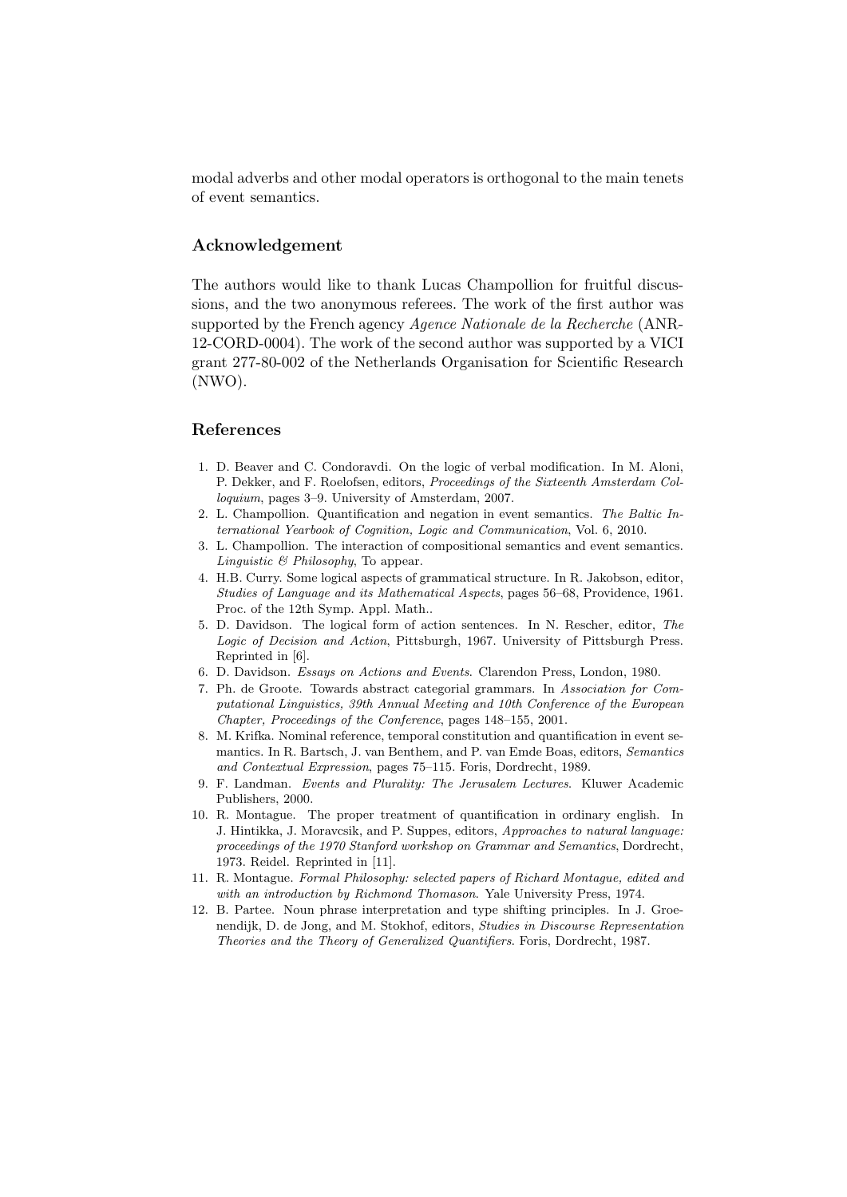modal adverbs and other modal operators is orthogonal to the main tenets of event semantics.

## Acknowledgement

The authors would like to thank Lucas Champollion for fruitful discussions, and the two anonymous referees. The work of the first author was supported by the French agency *Agence Nationale de la Recherche* (ANR-12-CORD-0004). The work of the second author was supported by a VICI grant 277-80-002 of the Netherlands Organisation for Scientific Research (NWO).

## References

1. D. Beaver and C. Condoravdi. On the logic of verbal modification. In M. Aloni, P. Dekker, and F. Roelofsen, editors, *Proceedings of the Sixteenth Amsterdam Colloquium*, pages 3–9. University of Amsterdam, 2007.
2. L. Champollion. Quantification and negation in event semantics. *The Baltic International Yearbook of Cognition, Logic and Communication*, Vol. 6, 2010.
3. L. Champollion. The interaction of compositional semantics and event semantics. *Linguistic & Philosophy*, To appear.
4. H.B. Curry. Some logical aspects of grammatical structure. In R. Jakobson, editor, *Studies of Language and its Mathematical Aspects*, pages 56–68, Providence, 1961. Proc. of the 12th Symp. Appl. Math..
5. D. Davidson. The logical form of action sentences. In N. Rescher, editor, *The Logic of Decision and Action*, Pittsburgh, 1967. University of Pittsburgh Press. Reprinted in [6].
6. D. Davidson. *Essays on Actions and Events*. Clarendon Press, London, 1980.
7. Ph. de Groote. Towards abstract categorial grammars. In *Association for Computational Linguistics, 39th Annual Meeting and 10th Conference of the European Chapter, Proceedings of the Conference*, pages 148–155, 2001.
8. M. Krifka. Nominal reference, temporal constitution and quantification in event semantics. In R. Bartsch, J. van Benthem, and P. van Emde Boas, editors, *Semantics and Contextual Expression*, pages 75–115. Foris, Dordrecht, 1989.
9. F. Landman. *Events and Plurality: The Jerusalem Lectures*. Kluwer Academic Publishers, 2000.
10. R. Montague. The proper treatment of quantification in ordinary english. In J. Hintikka, J. Moravcsik, and P. Suppes, editors, *Approaches to natural language: proceedings of the 1970 Stanford workshop on Grammar and Semantics*, Dordrecht, 1973. Reidel. Reprinted in [11].
11. R. Montague. *Formal Philosophy: selected papers of Richard Montague, edited and with an introduction by Richmond Thomason*. Yale University Press, 1974.
12. B. Partee. Noun phrase interpretation and type shifting principles. In J. Groenendijk, D. de Jong, and M. Stokhof, editors, *Studies in Discourse Representation Theories and the Theory of Generalized Quantifiers*. Foris, Dordrecht, 1987.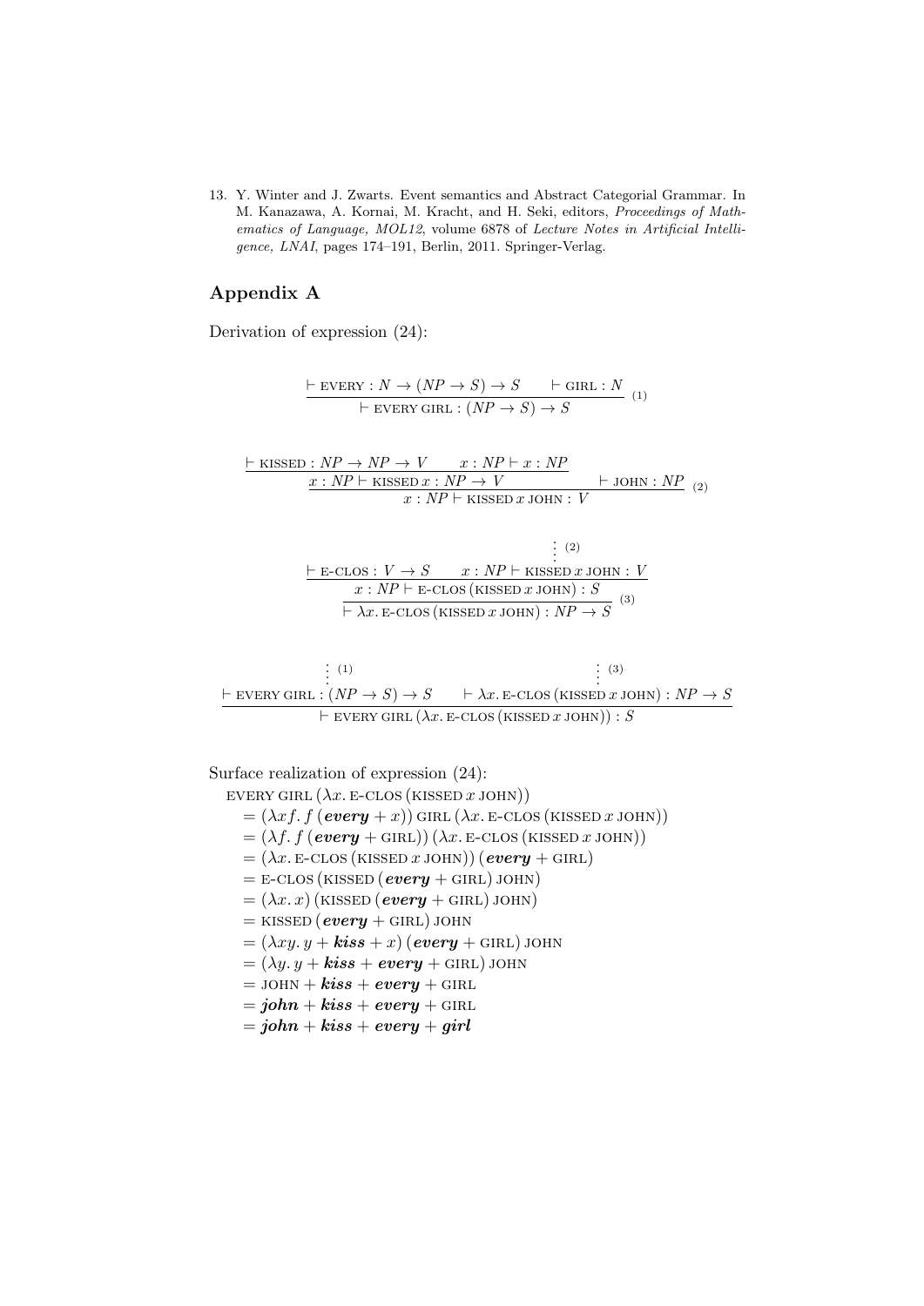13. Y. Winter and J. Zwarts. Event semantics and Abstract Categorial Grammar. In M. Kanazawa, A. Kornai, M. Kracht, and H. Seki, editors, *Proceedings of Mathematics of Language, MOL12*, volume 6878 of *Lecture Notes in Artificial Intelligence, LNAI*, pages 174–191, Berlin, 2011. Springer-Verlag.

## Appendix A

Derivation of expression (24):

$$\frac{\vdash \textsc{every} : N \to (NP \to S) \to S \qquad \vdash \textsc{girl} : N}{\vdash \textsc{every girl} : (NP \to S) \to S} \;(1)$$

$$\frac{\dfrac{\vdash \textsc{kissed} : NP \to NP \to V \qquad x : NP \vdash x : NP}{x : NP \vdash \textsc{kissed}\, x : NP \to V} \qquad \vdash \textsc{john} : NP}{x : NP \vdash \textsc{kissed}\, x\, \textsc{john} : V} \;(2)$$

$$\frac{\dfrac{\vdash \textsc{e-clos} : V \to S \qquad \overset{\vdots\,(2)}{x : NP \vdash \textsc{kissed}\, x\, \textsc{john} : V}}{x : NP \vdash \textsc{e-clos}\,(\textsc{kissed}\, x\, \textsc{john}) : S}}{\vdash \lambda x.\, \textsc{e-clos}\,(\textsc{kissed}\, x\, \textsc{john}) : NP \to S} \;(3)$$

$$\frac{\overset{\vdots\,(1)}{\vdash \textsc{every girl} : (NP \to S) \to S} \qquad \overset{\vdots\,(3)}{\vdash \lambda x.\, \textsc{e-clos}\,(\textsc{kissed}\, x\, \textsc{john}) : NP \to S}}{\vdash \textsc{every girl}\,(\lambda x.\, \textsc{e-clos}\,(\textsc{kissed}\, x\, \textsc{john})) : S}$$

Surface realization of expression (24):

$$\begin{aligned}
&\textsc{every girl}\,(\lambda x.\, \textsc{e-clos}\,(\textsc{kissed}\, x\, \textsc{john}))\\
&= (\lambda x f.\, f\,(\boldsymbol{every} + x))\, \textsc{girl}\,(\lambda x.\, \textsc{e-clos}\,(\textsc{kissed}\, x\, \textsc{john}))\\
&= (\lambda f.\, f\,(\boldsymbol{every} + \textsc{girl}))\,(\lambda x.\, \textsc{e-clos}\,(\textsc{kissed}\, x\, \textsc{john}))\\
&= (\lambda x.\, \textsc{e-clos}\,(\textsc{kissed}\, x\, \textsc{john}))\,(\boldsymbol{every} + \textsc{girl})\\
&= \textsc{e-clos}\,(\textsc{kissed}\,(\boldsymbol{every} + \textsc{girl})\, \textsc{john})\\
&= (\lambda x.\, x)\,(\textsc{kissed}\,(\boldsymbol{every} + \textsc{girl})\, \textsc{john})\\
&= \textsc{kissed}\,(\boldsymbol{every} + \textsc{girl})\, \textsc{john}\\
&= (\lambda x y.\, y + \boldsymbol{kiss} + x)\,(\boldsymbol{every} + \textsc{girl})\, \textsc{john}\\
&= (\lambda y.\, y + \boldsymbol{kiss} + \boldsymbol{every} + \textsc{girl})\, \textsc{john}\\
&= \textsc{john} + \boldsymbol{kiss} + \boldsymbol{every} + \textsc{girl}\\
&= \boldsymbol{john} + \boldsymbol{kiss} + \boldsymbol{every} + \textsc{girl}\\
&= \boldsymbol{john} + \boldsymbol{kiss} + \boldsymbol{every} + \boldsymbol{girl}
\end{aligned}$$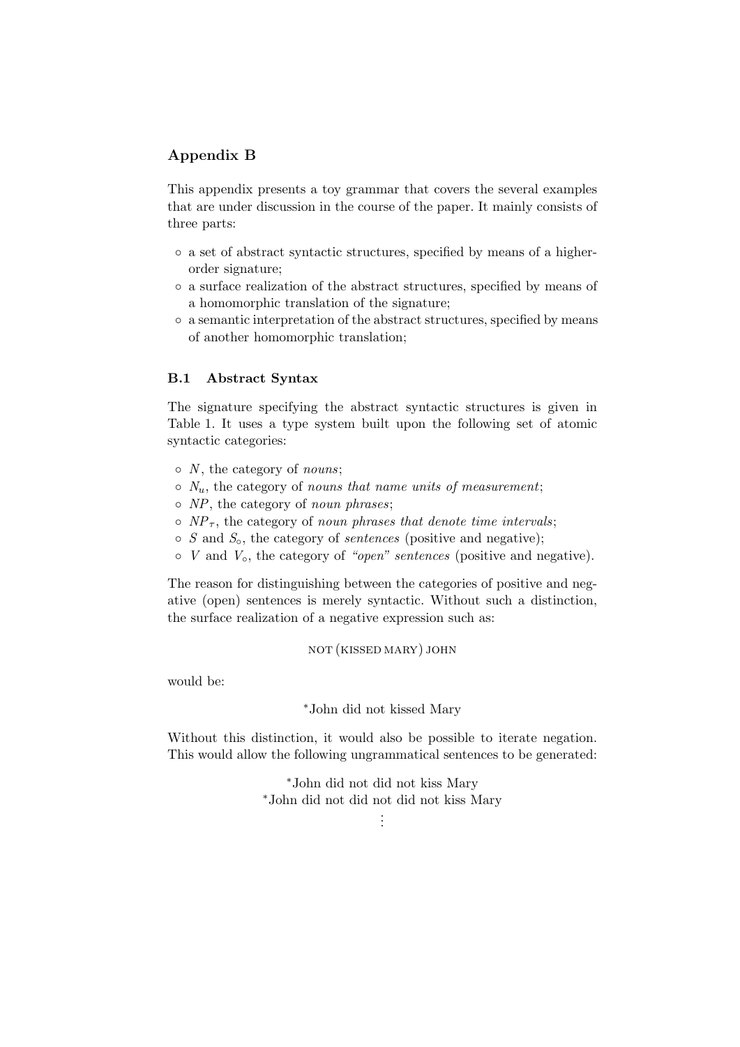## Appendix B

This appendix presents a toy grammar that covers the several examples that are under discussion in the course of the paper. It mainly consists of three parts:

- a set of abstract syntactic structures, specified by means of a higher-order signature;
- a surface realization of the abstract structures, specified by means of a homomorphic translation of the signature;
- a semantic interpretation of the abstract structures, specified by means of another homomorphic translation;

### B.1 Abstract Syntax

The signature specifying the abstract syntactic structures is given in Table 1. It uses a type system built upon the following set of atomic syntactic categories:

- $N$, the category of *nouns*;
- $N_u$, the category of *nouns that name units of measurement*;
- $NP$, the category of *noun phrases*;
- $NP_\tau$, the category of *noun phrases that denote time intervals*;
- $S$ and $S_\circ$, the category of *sentences* (positive and negative);
- $V$ and $V_\circ$, the category of *"open" sentences* (positive and negative).

The reason for distinguishing between the categories of positive and negative (open) sentences is merely syntactic. Without such a distinction, the surface realization of a negative expression such as:

NOT (KISSED MARY) JOHN

would be:

*John did not kissed Mary

Without this distinction, it would also be possible to iterate negation. This would allow the following ungrammatical sentences to be generated:

*John did not did not kiss Mary
*John did not did not did not kiss Mary
⋮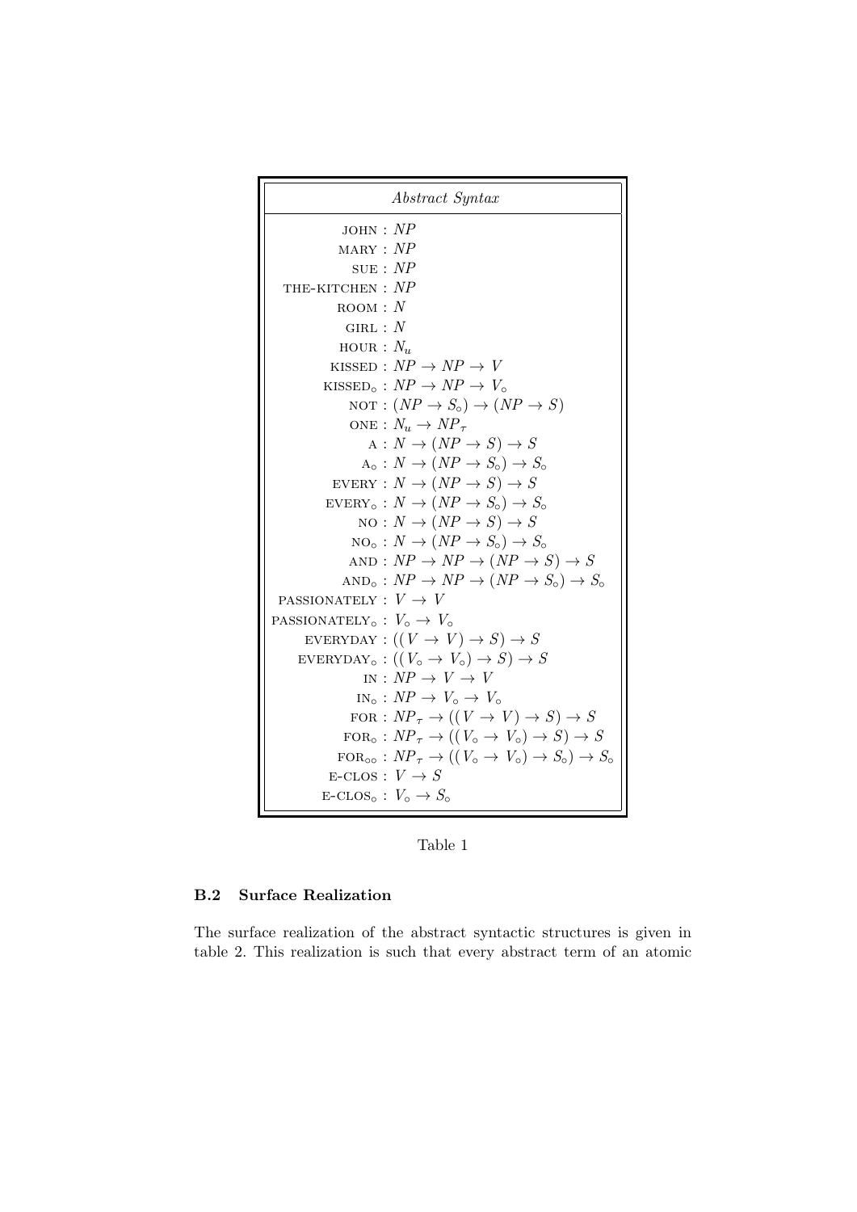| *Abstract Syntax* |
|---|
| $\text{JOHN} : NP$ |
| $\text{MARY} : NP$ |
| $\text{SUE} : NP$ |
| $\text{THE-KITCHEN} : NP$ |
| $\text{ROOM} : N$ |
| $\text{GIRL} : N$ |
| $\text{HOUR} : N_u$ |
| $\text{KISSED} : NP \rightarrow NP \rightarrow V$ |
| $\text{KISSED}_\circ : NP \rightarrow NP \rightarrow V_\circ$ |
| $\text{NOT} : (NP \rightarrow S_\circ) \rightarrow (NP \rightarrow S)$ |
| $\text{ONE} : N_u \rightarrow NP_\tau$ |
| $\text{A} : N \rightarrow (NP \rightarrow S) \rightarrow S$ |
| $\text{A}_\circ : N \rightarrow (NP \rightarrow S_\circ) \rightarrow S_\circ$ |
| $\text{EVERY} : N \rightarrow (NP \rightarrow S) \rightarrow S$ |
| $\text{EVERY}_\circ : N \rightarrow (NP \rightarrow S_\circ) \rightarrow S_\circ$ |
| $\text{NO} : N \rightarrow (NP \rightarrow S) \rightarrow S$ |
| $\text{NO}_\circ : N \rightarrow (NP \rightarrow S_\circ) \rightarrow S_\circ$ |
| $\text{AND} : NP \rightarrow NP \rightarrow (NP \rightarrow S) \rightarrow S$ |
| $\text{AND}_\circ : NP \rightarrow NP \rightarrow (NP \rightarrow S_\circ) \rightarrow S_\circ$ |
| $\text{PASSIONATELY} : V \rightarrow V$ |
| $\text{PASSIONATELY}_\circ : V_\circ \rightarrow V_\circ$ |
| $\text{EVERYDAY} : ((V \rightarrow V) \rightarrow S) \rightarrow S$ |
| $\text{EVERYDAY}_\circ : ((V_\circ \rightarrow V_\circ) \rightarrow S) \rightarrow S$ |
| $\text{IN} : NP \rightarrow V \rightarrow V$ |
| $\text{IN}_\circ : NP \rightarrow V_\circ \rightarrow V_\circ$ |
| $\text{FOR} : NP_\tau \rightarrow ((V \rightarrow V) \rightarrow S) \rightarrow S$ |
| $\text{FOR}_\circ : NP_\tau \rightarrow ((V_\circ \rightarrow V_\circ) \rightarrow S) \rightarrow S$ |
| $\text{FOR}_{\circ\circ} : NP_\tau \rightarrow ((V_\circ \rightarrow V_\circ) \rightarrow S_\circ) \rightarrow S_\circ$ |
| $\text{E-CLOS} : V \rightarrow S$ |
| $\text{E-CLOS}_\circ : V_\circ \rightarrow S_\circ$ |

Table 1

### B.2 Surface Realization

The surface realization of the abstract syntactic structures is given in table 2. This realization is such that every abstract term of an atomic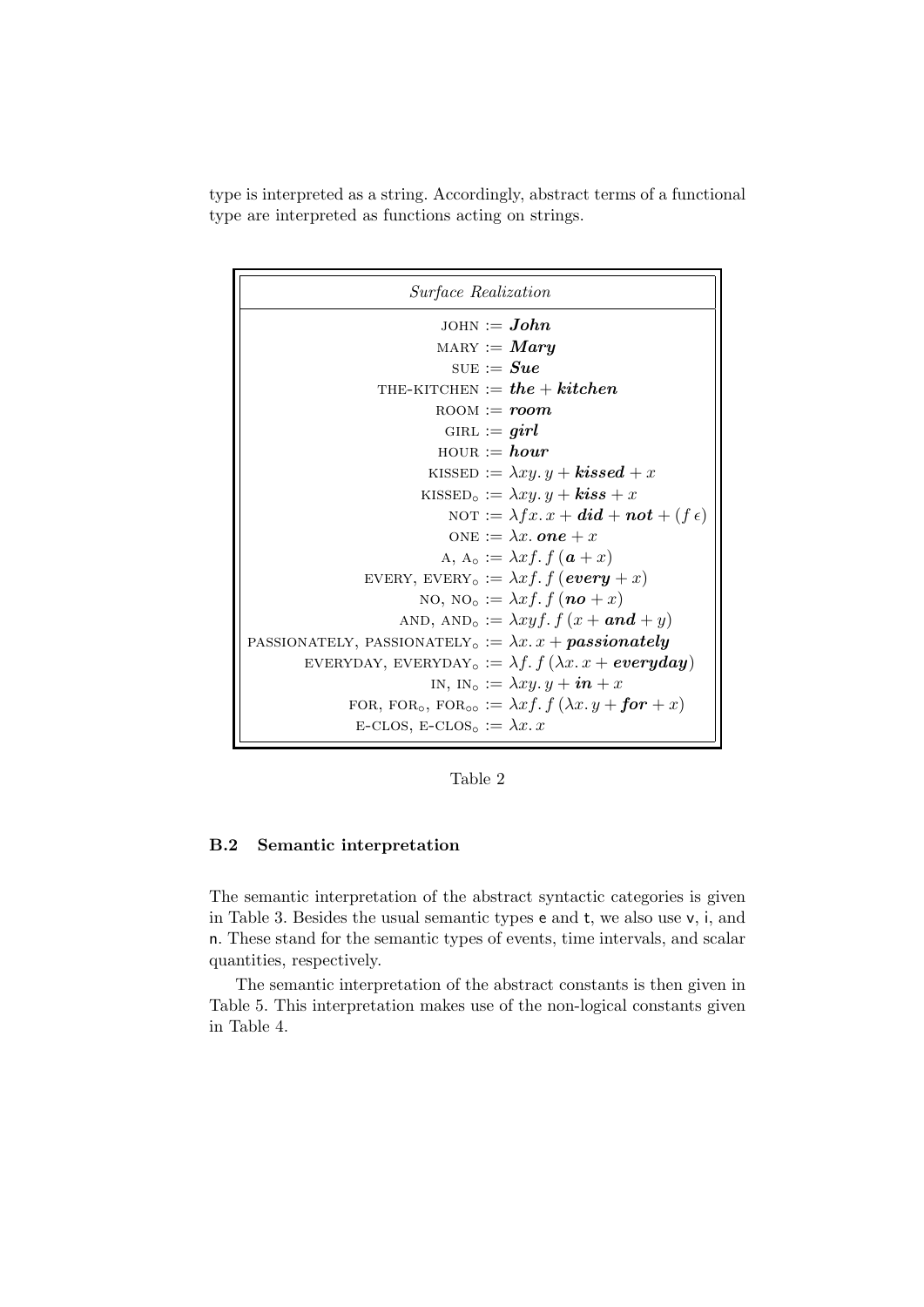type is interpreted as a string. Accordingly, abstract terms of a functional type are interpreted as functions acting on strings.

| *Surface Realization* | |
|---|---|
| JOHN | $:= \boldsymbol{John}$ |
| MARY | $:= \boldsymbol{Mary}$ |
| SUE | $:= \boldsymbol{Sue}$ |
| THE-KITCHEN | $:= \boldsymbol{the} + \boldsymbol{kitchen}$ |
| ROOM | $:= \boldsymbol{room}$ |
| GIRL | $:= \boldsymbol{girl}$ |
| HOUR | $:= \boldsymbol{hour}$ |
| KISSED | $:= \lambda xy.\, y + \boldsymbol{kissed} + x$ |
| $\text{KISSED}_\circ$ | $:= \lambda xy.\, y + \boldsymbol{kiss} + x$ |
| NOT | $:= \lambda fx.\, x + \boldsymbol{did} + \boldsymbol{not} + (f\,\epsilon)$ |
| ONE | $:= \lambda x.\, \boldsymbol{one} + x$ |
| A, $\text{A}_\circ$ | $:= \lambda xf.\, f\,(\boldsymbol{a} + x)$ |
| EVERY, $\text{EVERY}_\circ$ | $:= \lambda xf.\, f\,(\boldsymbol{every} + x)$ |
| NO, $\text{NO}_\circ$ | $:= \lambda xf.\, f\,(\boldsymbol{no} + x)$ |
| AND, $\text{AND}_\circ$ | $:= \lambda xyf.\, f\,(x + \boldsymbol{and} + y)$ |
| PASSIONATELY, $\text{PASSIONATELY}_\circ$ | $:= \lambda x.\, x + \boldsymbol{passionately}$ |
| EVERYDAY, $\text{EVERYDAY}_\circ$ | $:= \lambda f.\, f\,(\lambda x.\, x + \boldsymbol{everyday})$ |
| IN, $\text{IN}_\circ$ | $:= \lambda xy.\, y + \boldsymbol{in} + x$ |
| FOR, $\text{FOR}_\circ$, $\text{FOR}_{\circ\circ}$ | $:= \lambda xf.\, f\,(\lambda x.\, y + \boldsymbol{for} + x)$ |
| E-CLOS, $\text{E-CLOS}_\circ$ | $:= \lambda x.\, x$ |

Table 2

### B.2 Semantic interpretation

The semantic interpretation of the abstract syntactic categories is given in Table 3. Besides the usual semantic types e and t, we also use v, i, and n. These stand for the semantic types of events, time intervals, and scalar quantities, respectively.

The semantic interpretation of the abstract constants is then given in Table 5. This interpretation makes use of the non-logical constants given in Table 4.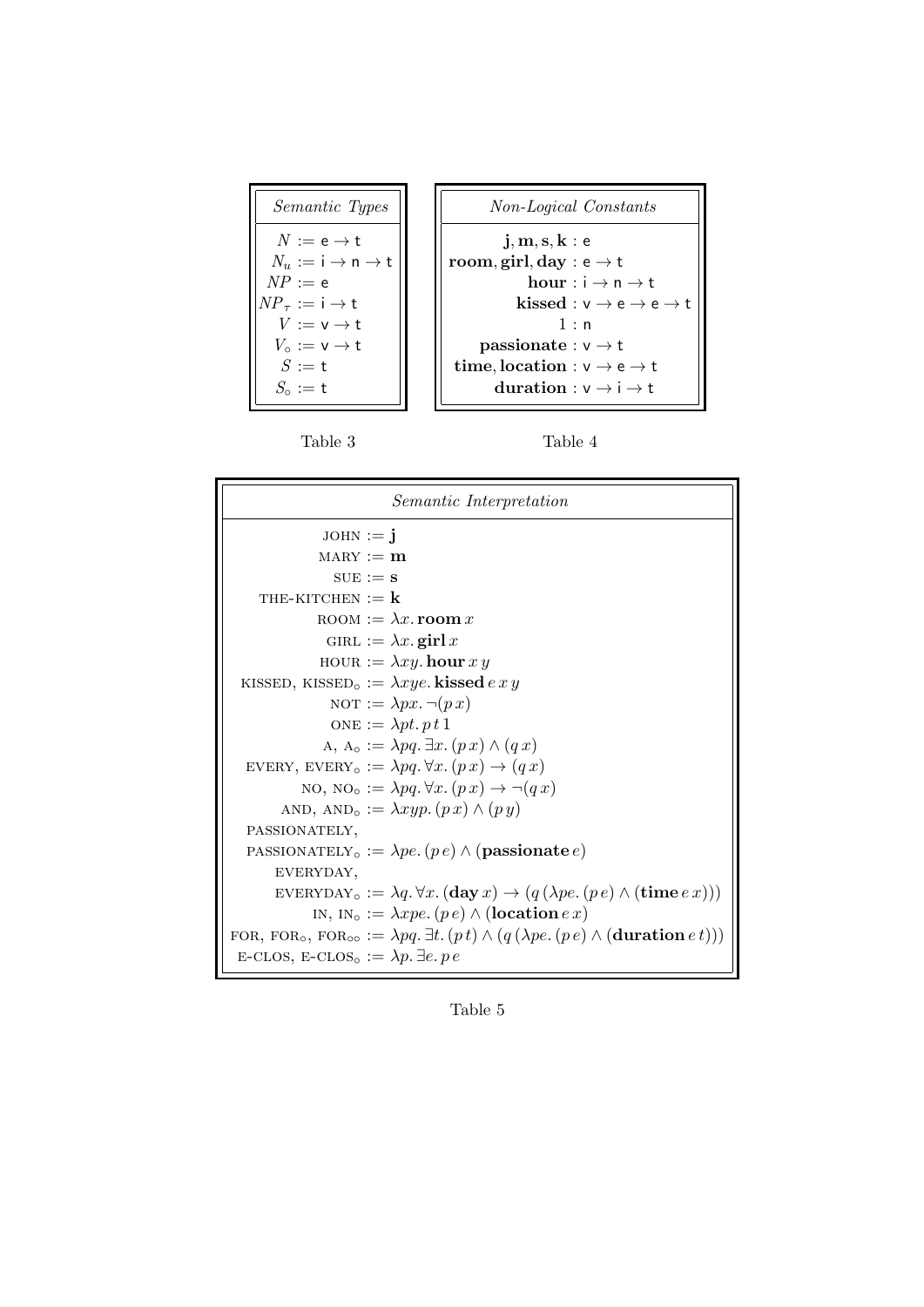| *Semantic Types* |
|---|
| $N := \mathsf{e} \rightarrow \mathsf{t}$ |
| $N_u := \mathsf{i} \rightarrow \mathsf{n} \rightarrow \mathsf{t}$ |
| $NP := \mathsf{e}$ |
| $NP_\tau := \mathsf{i} \rightarrow \mathsf{t}$ |
| $V := \mathsf{v} \rightarrow \mathsf{t}$ |
| $V_\circ := \mathsf{v} \rightarrow \mathsf{t}$ |
| $S := \mathsf{t}$ |
| $S_\circ := \mathsf{t}$ |

Table 3

| *Non-Logical Constants* |
|---|
| $\mathbf{j}, \mathbf{m}, \mathbf{s}, \mathbf{k} : \mathsf{e}$ |
| $\mathbf{room}, \mathbf{girl}, \mathbf{day} : \mathsf{e} \rightarrow \mathsf{t}$ |
| $\mathbf{hour} : \mathsf{i} \rightarrow \mathsf{n} \rightarrow \mathsf{t}$ |
| $\mathbf{kissed} : \mathsf{v} \rightarrow \mathsf{e} \rightarrow \mathsf{e} \rightarrow \mathsf{t}$ |
| $1 : \mathsf{n}$ |
| $\mathbf{passionate} : \mathsf{v} \rightarrow \mathsf{t}$ |
| $\mathbf{time}, \mathbf{location} : \mathsf{v} \rightarrow \mathsf{e} \rightarrow \mathsf{t}$ |
| $\mathbf{duration} : \mathsf{v} \rightarrow \mathsf{i} \rightarrow \mathsf{t}$ |

Table 4

| *Semantic Interpretation* | |
|---|---|
| JOHN | $:= \mathbf{j}$ |
| MARY | $:= \mathbf{m}$ |
| SUE | $:= \mathbf{s}$ |
| THE-KITCHEN | $:= \mathbf{k}$ |
| ROOM | $:= \lambda x.\, \mathbf{room}\, x$ |
| GIRL | $:= \lambda x.\, \mathbf{girl}\, x$ |
| HOUR | $:= \lambda xy.\, \mathbf{hour}\, x\, y$ |
| KISSED, KISSED$_\circ$ | $:= \lambda xye.\, \mathbf{kissed}\, e\, x\, y$ |
| NOT | $:= \lambda px.\, \neg(p\, x)$ |
| ONE | $:= \lambda pt.\, p\, t\, 1$ |
| A, A$_\circ$ | $:= \lambda pq.\, \exists x.\, (p\, x) \wedge (q\, x)$ |
| EVERY, EVERY$_\circ$ | $:= \lambda pq.\, \forall x.\, (p\, x) \rightarrow (q\, x)$ |
| NO, NO$_\circ$ | $:= \lambda pq.\, \forall x.\, (p\, x) \rightarrow \neg(q\, x)$ |
| AND, AND$_\circ$ | $:= \lambda xyp.\, (p\, x) \wedge (p\, y)$ |
| PASSIONATELY, PASSIONATELY$_\circ$ | $:= \lambda pe.\, (p\, e) \wedge (\mathbf{passionate}\, e)$ |
| EVERYDAY, EVERYDAY$_\circ$ | $:= \lambda q.\, \forall x.\, (\mathbf{day}\, x) \rightarrow (q\, (\lambda pe.\, (p\, e) \wedge (\mathbf{time}\, e\, x)))$ |
| IN, IN$_\circ$ | $:= \lambda xpe.\, (p\, e) \wedge (\mathbf{location}\, e\, x)$ |
| FOR, FOR$_\circ$, FOR$_{\circ\circ}$ | $:= \lambda pq.\, \exists t.\, (p\, t) \wedge (q\, (\lambda pe.\, (p\, e) \wedge (\mathbf{duration}\, e\, t)))$ |
| E-CLOS, E-CLOS$_\circ$ | $:= \lambda p.\, \exists e.\, p\, e$ |

Table 5